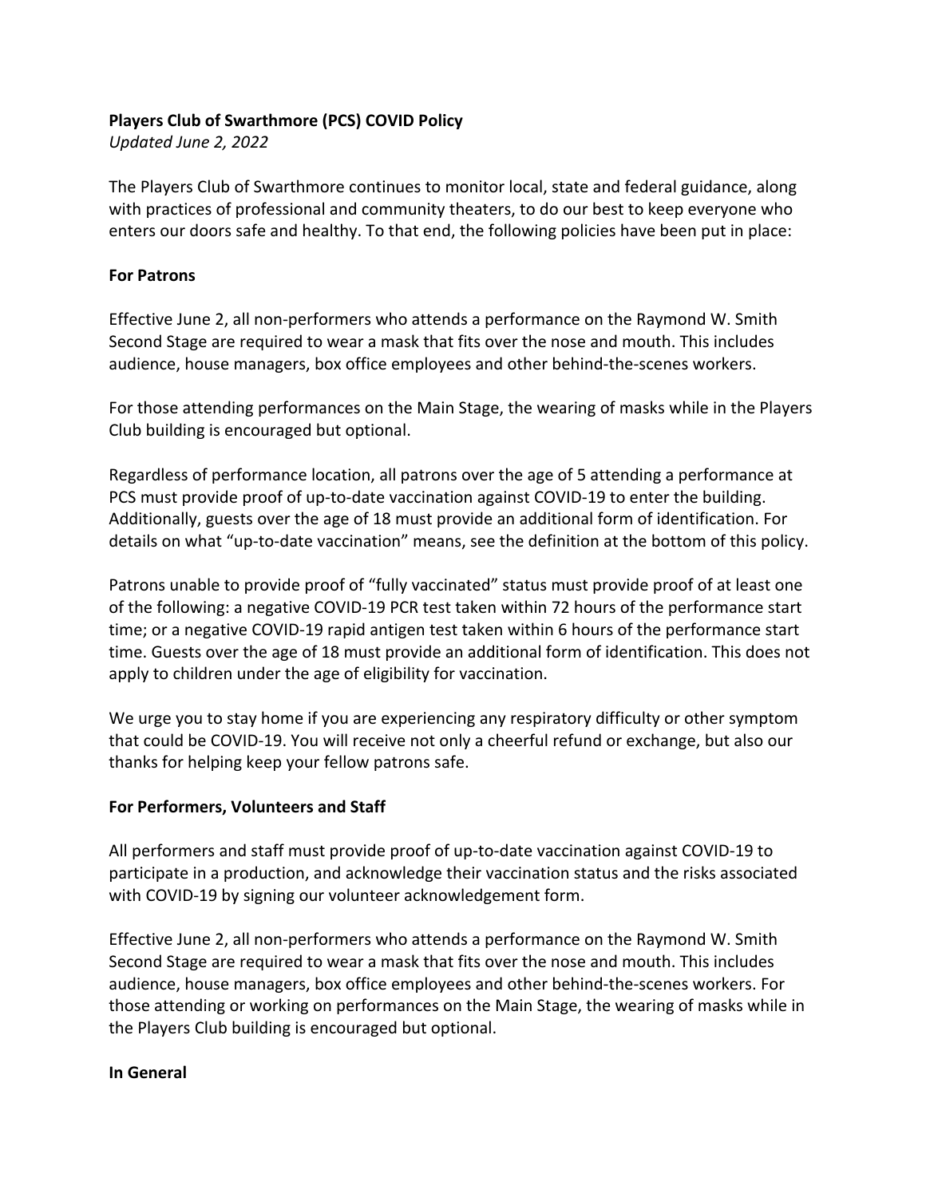**Players Club of Swarthmore (PCS) COVID Policy**

*Updated June 2, 2022*

The Players Club of Swarthmore continues to monitor local, state and federal guidance, along with practices of professional and community theaters, to do our best to keep everyone who enters our doors safe and healthy. To that end, the following policies have been put in place:

**For Patrons**

Effective June 2, all non-performers who attends a performance on the Raymond W. Smith Second Stage are required to wear a mask that fits over the nose and mouth. This includes audience, house managers, box office employees and other behind-the-scenes workers.

For those attending performances on the Main Stage, the wearing of masks while in the Players Club building is encouraged but optional.

Regardless of performance location, all patrons over the age of 5 attending a performance at PCS must provide proof of up-to-date vaccination against COVID-19 to enter the building. Additionally, guests over the age of 18 must provide an additional form of identification. For details on what "up-to-date vaccination" means, see the definition at the bottom of this policy.

Patrons unable to provide proof of "fully vaccinated" status must provide proof of at least one of the following: a negative COVID-19 PCR test taken within 72 hours of the performance start time; or a negative COVID-19 rapid antigen test taken within 6 hours of the performance start time. Guests over the age of 18 must provide an additional form of identification. This does not apply to children under the age of eligibility for vaccination.

We urge you to stay home if you are experiencing any respiratory difficulty or other symptom that could be COVID-19. You will receive not only a cheerful refund or exchange, but also our thanks for helping keep your fellow patrons safe.

**For Performers, Volunteers and Staff**

All performers and staff must provide proof of up-to-date vaccination against COVID-19 to participate in a production, and acknowledge their vaccination status and the risks associated with COVID-19 by signing our volunteer acknowledgement form.

Effective June 2, all non-performers who attends a performance on the Raymond W. Smith Second Stage are required to wear a mask that fits over the nose and mouth. This includes audience, house managers, box office employees and other behind-the-scenes workers. For those attending or working on performances on the Main Stage, the wearing of masks while in the Players Club building is encouraged but optional.

**In General**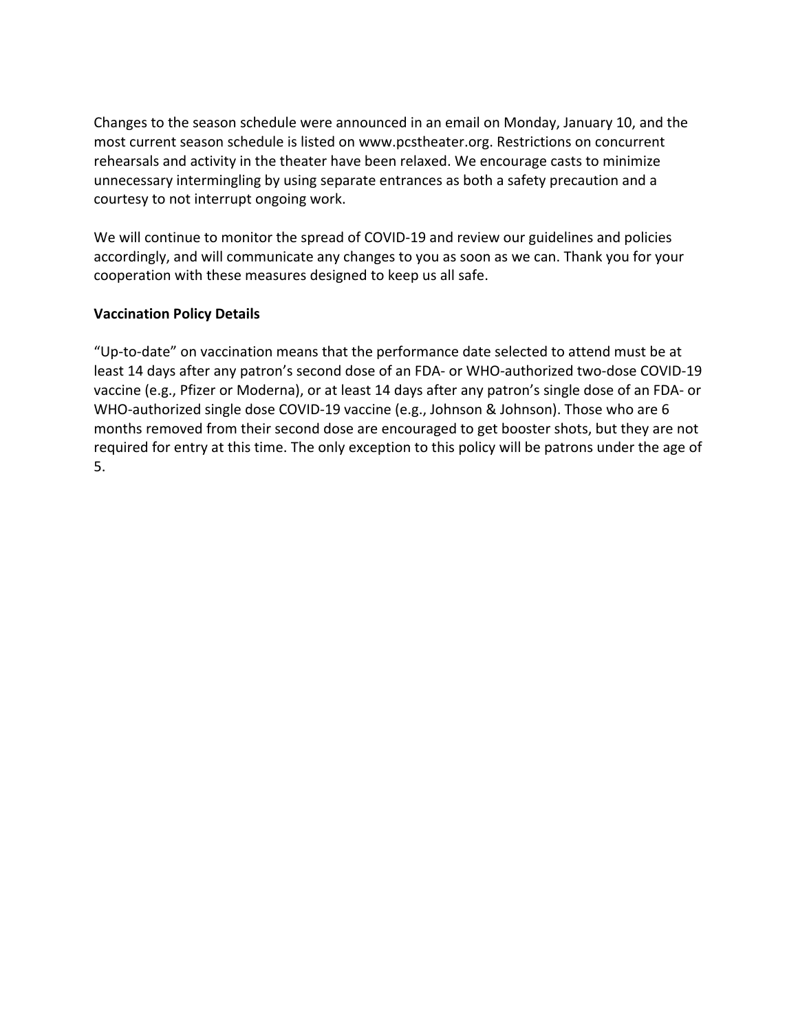Changes to the season schedule were announced in an email on Monday, January 10, and the most current season schedule is listed on www.pcstheater.org. Restrictions on concurrent rehearsals and activity in the theater have been relaxed. We encourage casts to minimize unnecessary intermingling by using separate entrances as both a safety precaution and a courtesy to not interrupt ongoing work.

We will continue to monitor the spread of COVID-19 and review our guidelines and policies accordingly, and will communicate any changes to you as soon as we can. Thank you for your cooperation with these measures designed to keep us all safe.

**Vaccination Policy Details**

"Up-to-date" on vaccination means that the performance date selected to attend must be at least 14 days after any patron's second dose of an FDA- or WHO-authorized two-dose COVID-19 vaccine (e.g., Pfizer or Moderna), or at least 14 days after any patron's single dose of an FDA- or WHO-authorized single dose COVID-19 vaccine (e.g., Johnson & Johnson). Those who are 6 months removed from their second dose are encouraged to get booster shots, but they are not required for entry at this time. The only exception to this policy will be patrons under the age of 5.